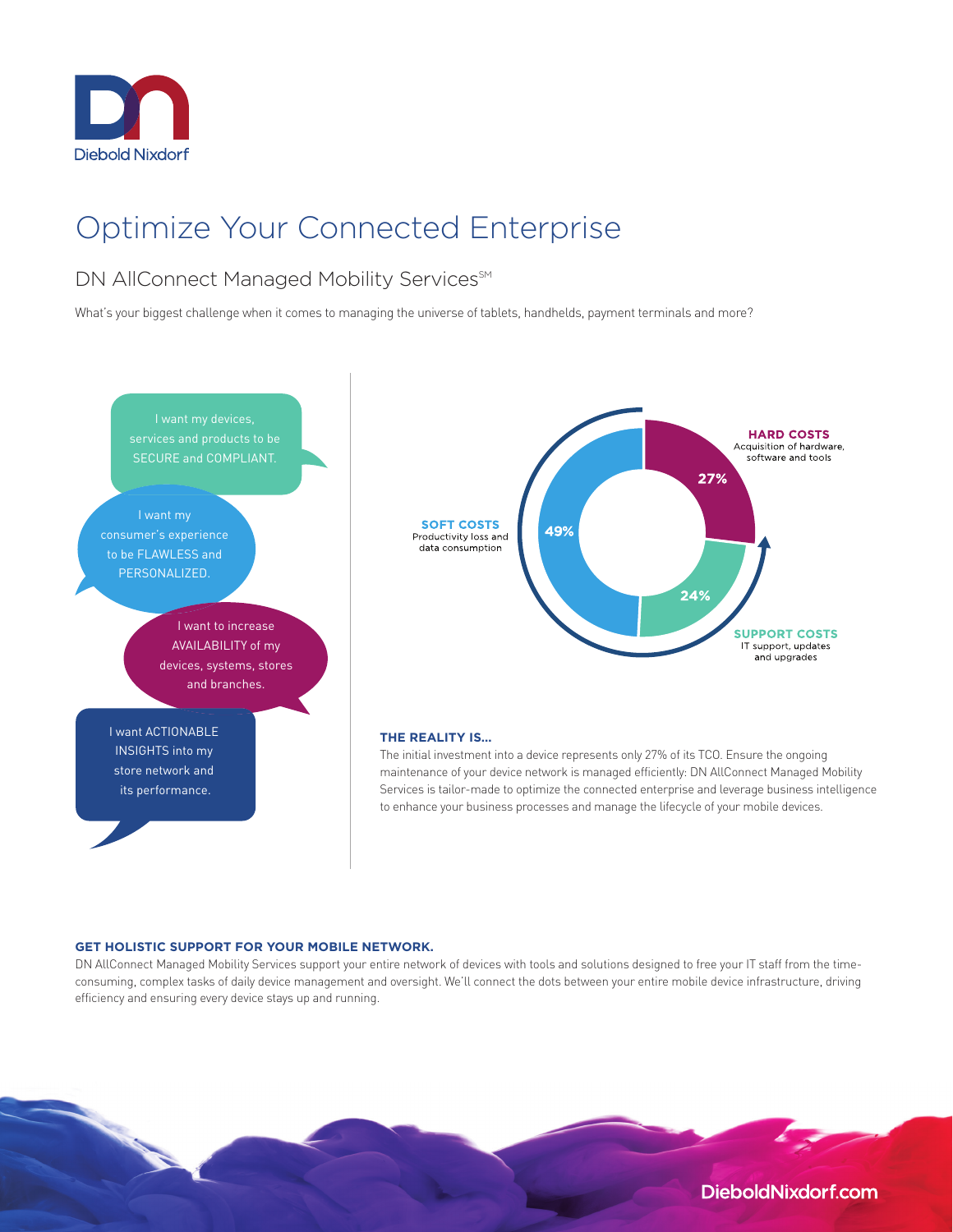Diebold Nixdorf

# Optimize Your Connected Enterprise

## DN AllConnect Managed Mobility Services℠

What's your biggest challenge when it comes to managing the universe of tablets, handhelds, payment terminals and more?

I want my devices, services and products to be SECURE and COMPLIANT.

I want my consumer's experience to be FLAWLESS and PERSONALIZED.

I want to increase AVAILABILITY of my devices, systems, stores and branches.

I want ACTIONABLE INSIGHTS into my store network and its performance.

**HARD COSTS**
Acquisition of hardware, software and tools
27%

**SUPPORT COSTS**
IT support, updates and upgrades
24%

**SOFT COSTS**
Productivity loss and data consumption
49%

### THE REALITY IS...

The initial investment into a device represents only 27% of its TCO. Ensure the ongoing maintenance of your device network is managed efficiently: DN AllConnect Managed Mobility Services is tailor-made to optimize the connected enterprise and leverage business intelligence to enhance your business processes and manage the lifecycle of your mobile devices.

### GET HOLISTIC SUPPORT FOR YOUR MOBILE NETWORK.

DN AllConnect Managed Mobility Services support your entire network of devices with tools and solutions designed to free your IT staff from the time-consuming, complex tasks of daily device management and oversight. We'll connect the dots between your entire mobile device infrastructure, driving efficiency and ensuring every device stays up and running.

DieboldNixdorf.com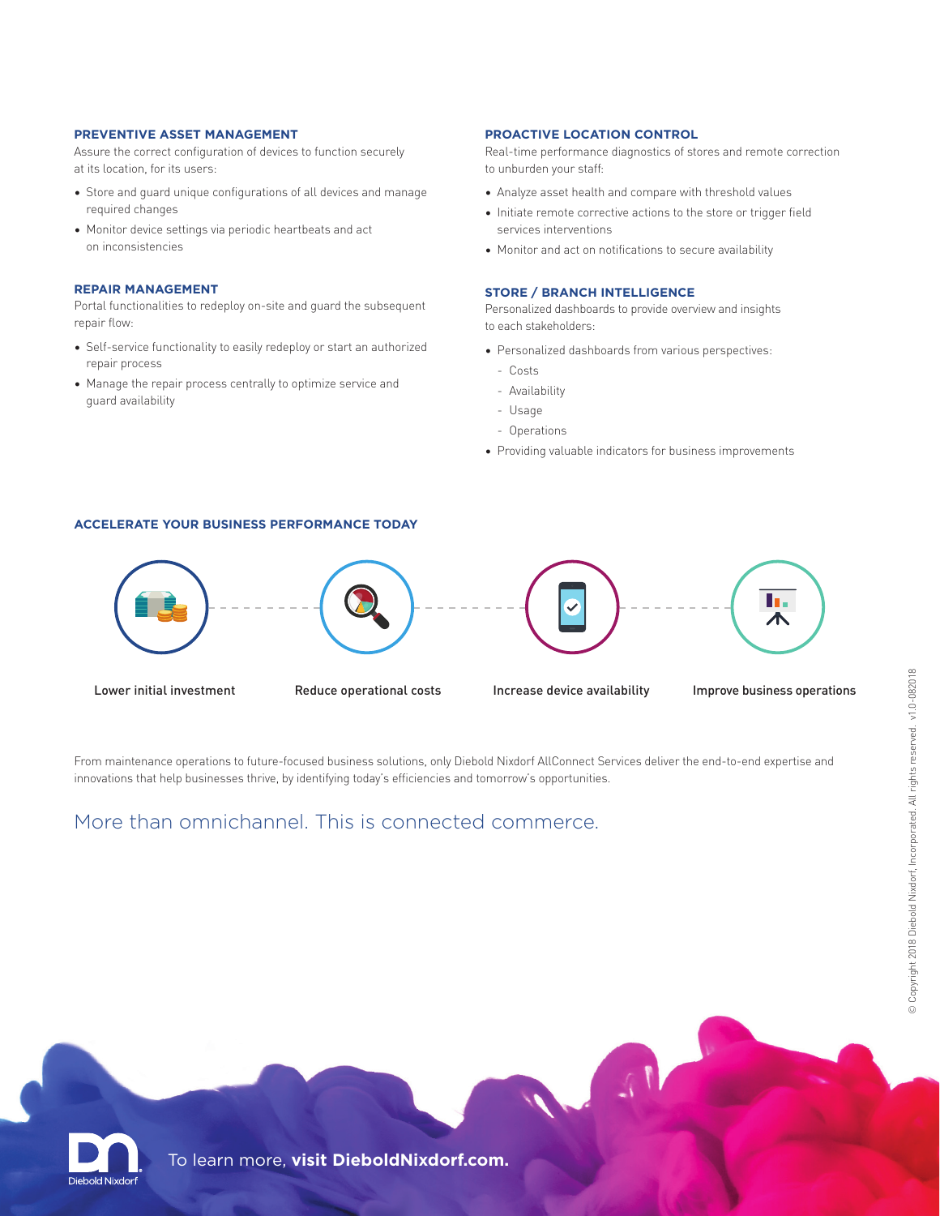### PREVENTIVE ASSET MANAGEMENT

Assure the correct configuration of devices to function securely at its location, for its users:

- Store and guard unique configurations of all devices and manage required changes
- Monitor device settings via periodic heartbeats and act on inconsistencies

### REPAIR MANAGEMENT

Portal functionalities to redeploy on-site and guard the subsequent repair flow:

- Self-service functionality to easily redeploy or start an authorized repair process
- Manage the repair process centrally to optimize service and guard availability

### PROACTIVE LOCATION CONTROL

Real-time performance diagnostics of stores and remote correction to unburden your staff:

- Analyze asset health and compare with threshold values
- Initiate remote corrective actions to the store or trigger field services interventions
- Monitor and act on notifications to secure availability

### STORE / BRANCH INTELLIGENCE

Personalized dashboards to provide overview and insights to each stakeholders:

- Personalized dashboards from various perspectives:
  - Costs
  - Availability
  - Usage
  - Operations
- Providing valuable indicators for business improvements

### ACCELERATE YOUR BUSINESS PERFORMANCE TODAY

Lower initial investment

Reduce operational costs

Increase device availability

Improve business operations

From maintenance operations to future-focused business solutions, only Diebold Nixdorf AllConnect Services deliver the end-to-end expertise and innovations that help businesses thrive, by identifying today's efficiencies and tomorrow's opportunities.

## More than omnichannel. This is connected commerce.

© Copyright 2018 Diebold Nixdorf, Incorporated. All rights reserved. v1.0-082018

Diebold Nixdorf

To learn more, **visit DieboldNixdorf.com.**